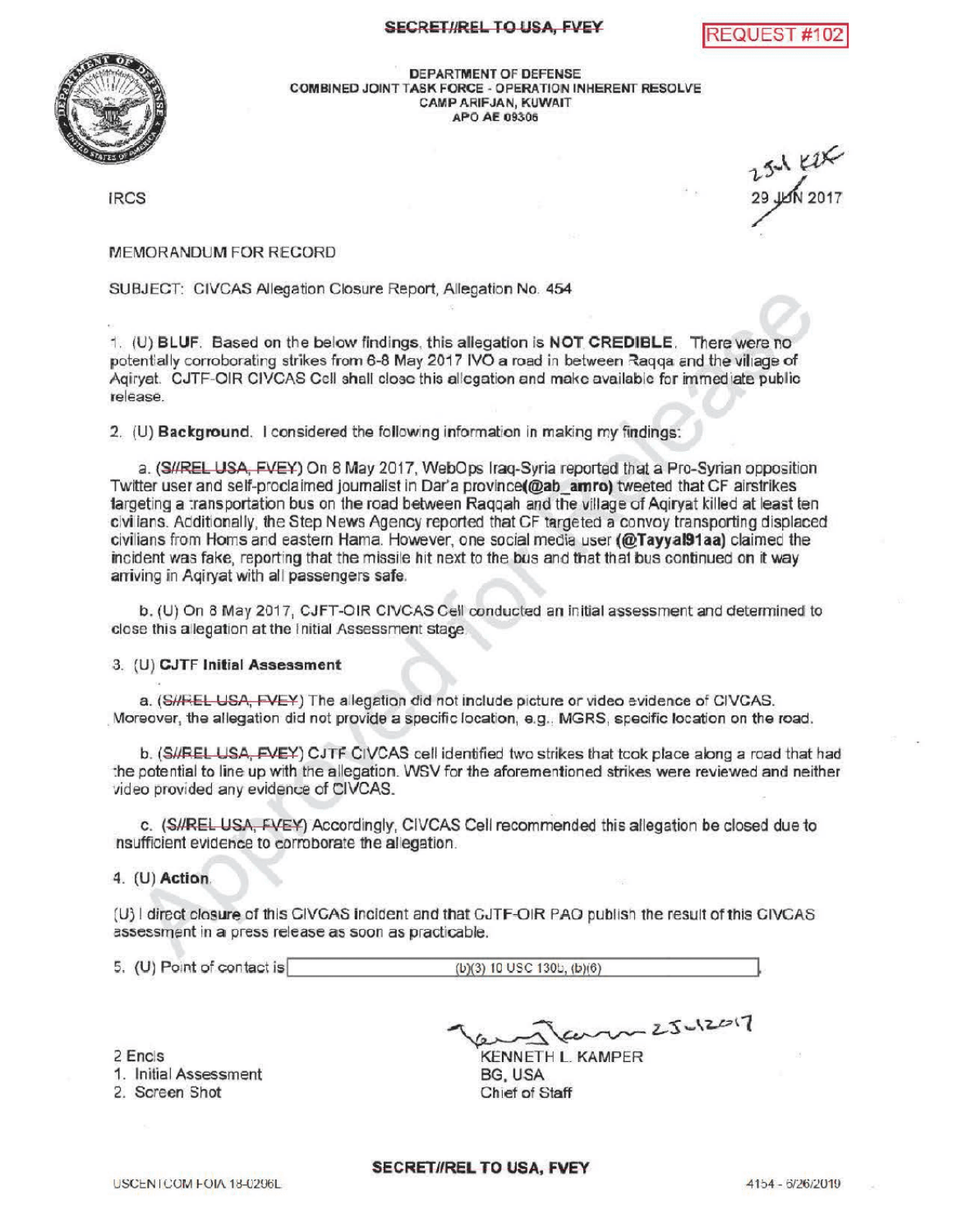SECRET//REL TO USA, FVEY

REQUEST #102

DEPARTMENT OF DEFENSE
COMBINED JOINT TASK FORCE - OPERATION INHERENT RESOLVE
CAMP ARIFJAN, KUWAIT
APO AE 09306

IRCS

25 Jul KLK
29 JUN 2017

MEMORANDUM FOR RECORD

SUBJECT: CIVCAS Allegation Closure Report, Allegation No. 454

1. (U) **BLUF**. Based on the below findings, this allegation is **NOT CREDIBLE**. There were no potentially corroborating strikes from 6-8 May 2017 IVO a road in between Raqqa and the village of Aqiryat. CJTF-OIR CIVCAS Cell shall close this allegation and make available for immediate public release.

2. (U) **Background**. I considered the following information in making my findings:

   a. (~~S//REL USA, FVEY~~) On 8 May 2017, WebOps Iraq-Syria reported that a Pro-Syrian opposition Twitter user and self-proclaimed journalist in Dar'a province **(@ab_amro)** tweeted that CF airstrikes targeting a transportation bus on the road between Raqqah and the village of Aqiryat killed at least ten civilians. Additionally, the Step News Agency reported that CF targeted a convoy transporting displaced civilians from Homs and eastern Hama. However, one social media user **(@Tayyal91aa)** claimed the incident was fake, reporting that the missile hit next to the bus and that that bus continued on it way arriving in Aqiryat with all passengers safe.

   b. (U) On 8 May 2017, CJFT-OIR CIVCAS Cell conducted an initial assessment and determined to close this allegation at the Initial Assessment stage.

3. (U) **CJTF Initial Assessment**

   a. (~~S//REL USA, FVEY~~) The allegation did not include picture or video evidence of CIVCAS. Moreover, the allegation did not provide a specific location, e.g., MGRS, specific location on the road.

   b. (~~S//REL USA, FVEY~~) CJTF CIVCAS cell identified two strikes that took place along a road that had the potential to line up with the allegation. WSV for the aforementioned strikes were reviewed and neither video provided any evidence of CIVCAS.

   c. (~~S//REL USA, FVEY~~) Accordingly, CIVCAS Cell recommended this allegation be closed due to insufficient evidence to corroborate the allegation.

4. (U) **Action**.

(U) I direct closure of this CIVCAS incident and that CJTF-OIR PAO publish the result of this CIVCAS assessment in a press release as soon as practicable.

5. (U) Point of contact is (b)(3) 10 USC 130b, (b)(6).

2 Encls
1. Initial Assessment
2. Screen Shot

25Jul2017
KENNETH L. KAMPER
BG, USA
Chief of Staff

SECRET//REL TO USA, FVEY

USCENTCOM FOIA 18-0296L

4154 - 6/26/2019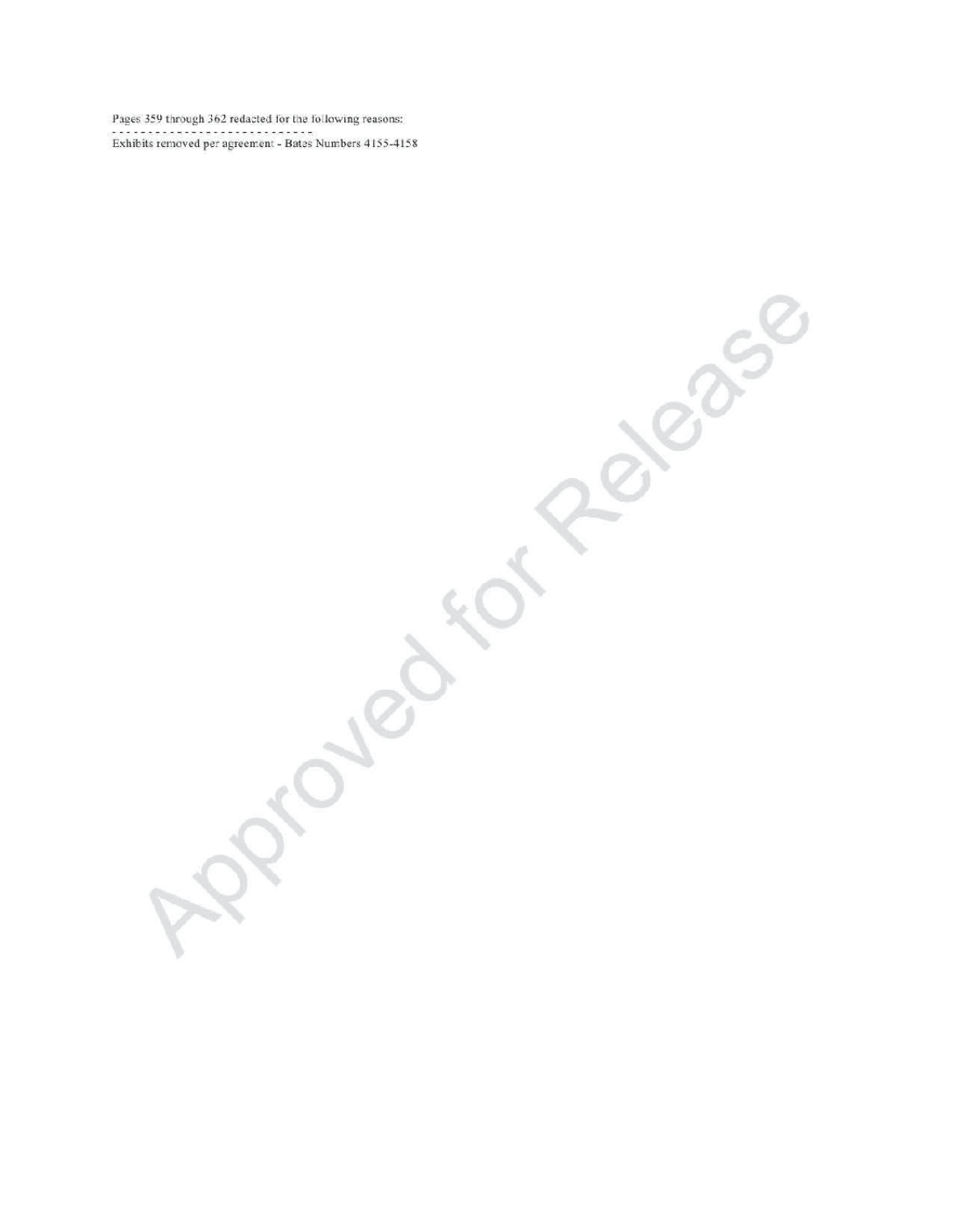Pages 359 through 362 redacted for the following reasons:

- - - - - - - - - - - - - - - - - - - - - - - - - - -

Exhibits removed per agreement - Bates Numbers 4155-4158